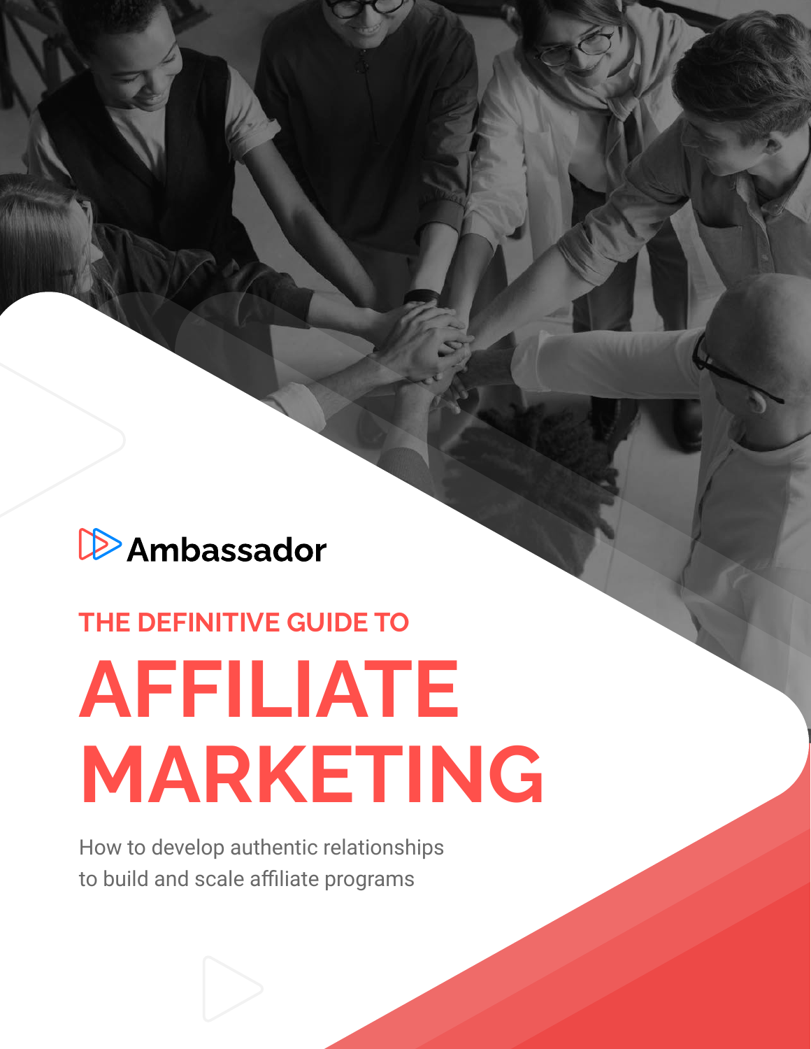Ambassador

## THE DEFINITIVE GUIDE TO

# AFFILIATE MARKETING

How to develop authentic relationships to build and scale affiliate programs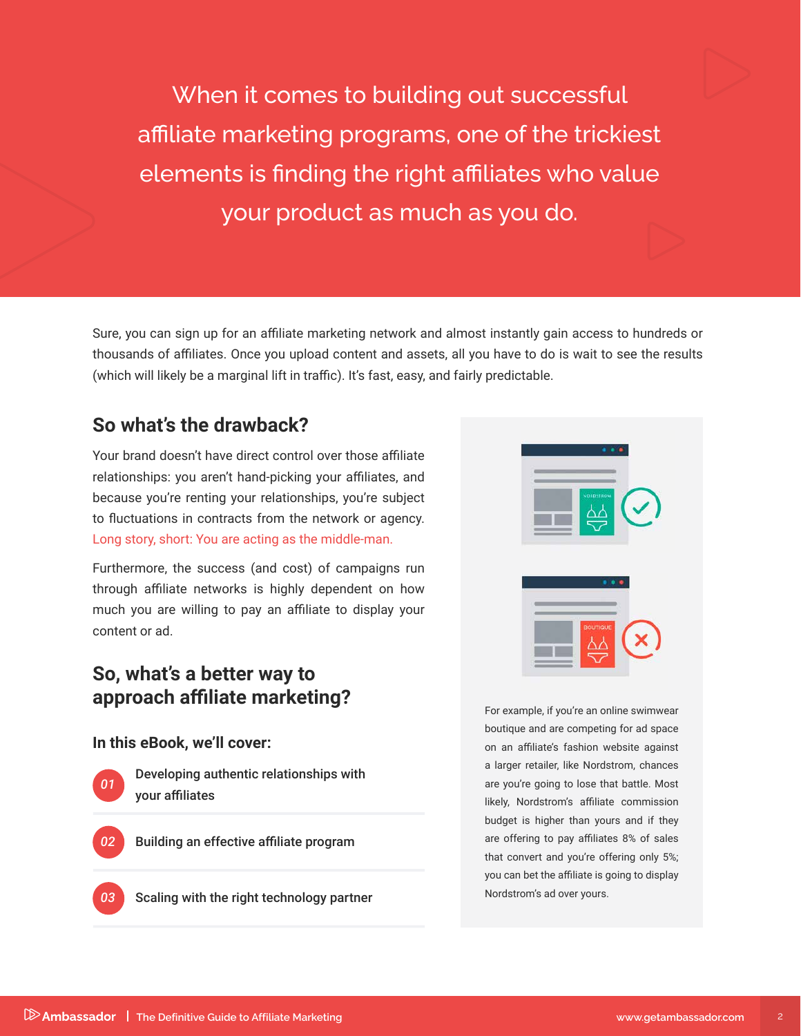When it comes to building out successful affiliate marketing programs, one of the trickiest elements is finding the right affiliates who value your product as much as you do.

Sure, you can sign up for an affiliate marketing network and almost instantly gain access to hundreds or thousands of affiliates. Once you upload content and assets, all you have to do is wait to see the results (which will likely be a marginal lift in traffic). It's fast, easy, and fairly predictable.

## So what's the drawback?

Your brand doesn't have direct control over those affiliate relationships: you aren't hand-picking your affiliates, and because you're renting your relationships, you're subject to fluctuations in contracts from the network or agency. Long story, short: You are acting as the middle-man.

Furthermore, the success (and cost) of campaigns run through affiliate networks is highly dependent on how much you are willing to pay an affiliate to display your content or ad.

For example, if you're an online swimwear boutique and are competing for ad space on an affiliate's fashion website against a larger retailer, like Nordstrom, chances are you're going to lose that battle. Most likely, Nordstrom's affiliate commission budget is higher than yours and if they are offering to pay affiliates 8% of sales that convert and you're offering only 5%; you can bet the affiliate is going to display Nordstrom's ad over yours.

## So, what's a better way to approach affiliate marketing?

### In this eBook, we'll cover:

01 Developing authentic relationships with your affiliates

02 Building an effective affiliate program

03 Scaling with the right technology partner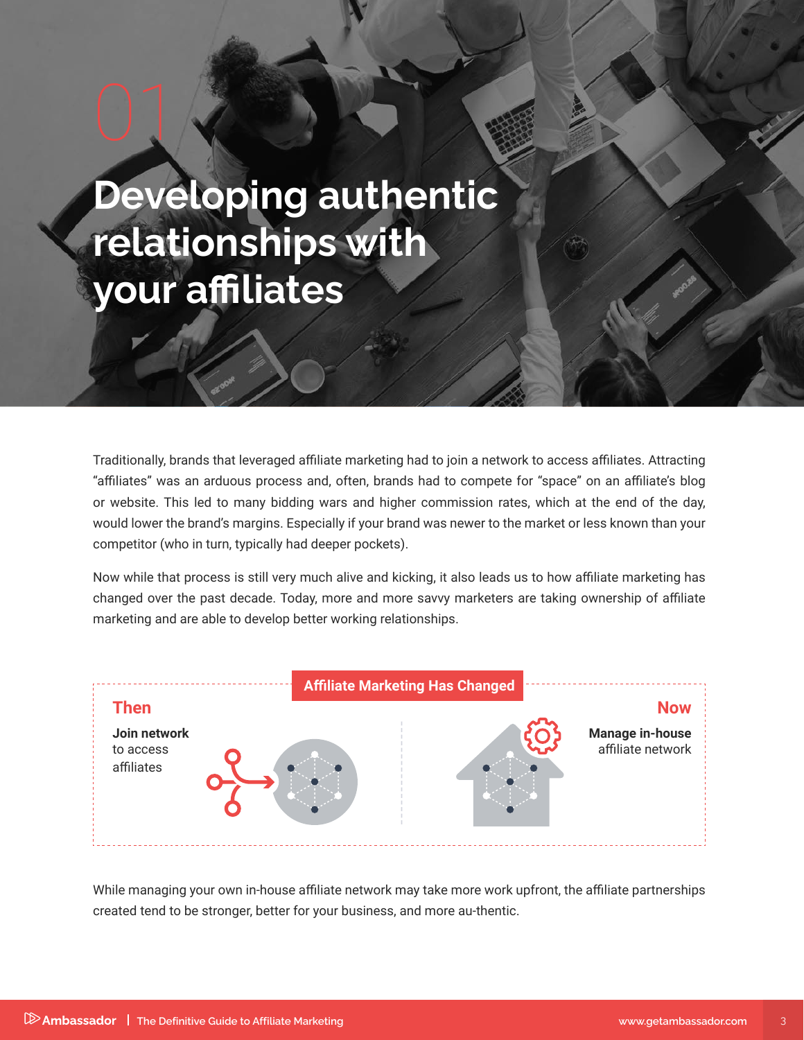01

# Developing authentic relationships with your affiliates

Traditionally, brands that leveraged affiliate marketing had to join a network to access affiliates. Attracting "affiliates" was an arduous process and, often, brands had to compete for "space" on an affiliate's blog or website. This led to many bidding wars and higher commission rates, which at the end of the day, would lower the brand's margins. Especially if your brand was newer to the market or less known than your competitor (who in turn, typically had deeper pockets).

Now while that process is still very much alive and kicking, it also leads us to how affiliate marketing has changed over the past decade. Today, more and more savvy marketers are taking ownership of affiliate marketing and are able to develop better working relationships.

**Affiliate Marketing Has Changed**

**Then**

**Join network** to access affiliates

**Now**

**Manage in-house** affiliate network

While managing your own in-house affiliate network may take more work upfront, the affiliate partnerships created tend to be stronger, better for your business, and more au-thentic.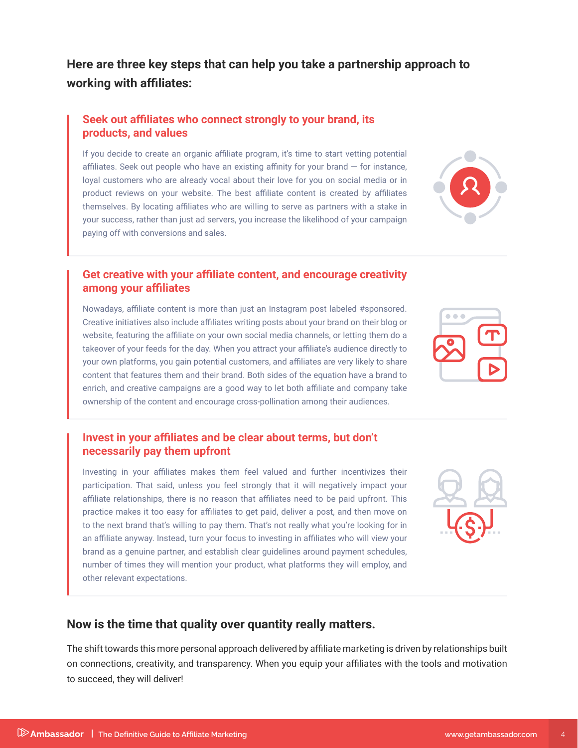## Here are three key steps that can help you take a partnership approach to working with affiliates:

### Seek out affiliates who connect strongly to your brand, its products, and values

If you decide to create an organic affiliate program, it's time to start vetting potential affiliates. Seek out people who have an existing affinity for your brand — for instance, loyal customers who are already vocal about their love for you on social media or in product reviews on your website. The best affiliate content is created by affiliates themselves. By locating affiliates who are willing to serve as partners with a stake in your success, rather than just ad servers, you increase the likelihood of your campaign paying off with conversions and sales.

### Get creative with your affiliate content, and encourage creativity among your affiliates

Nowadays, affiliate content is more than just an Instagram post labeled #sponsored. Creative initiatives also include affiliates writing posts about your brand on their blog or website, featuring the affiliate on your own social media channels, or letting them do a takeover of your feeds for the day. When you attract your affiliate's audience directly to your own platforms, you gain potential customers, and affiliates are very likely to share content that features them and their brand. Both sides of the equation have a brand to enrich, and creative campaigns are a good way to let both affiliate and company take ownership of the content and encourage cross-pollination among their audiences.

### Invest in your affiliates and be clear about terms, but don't necessarily pay them upfront

Investing in your affiliates makes them feel valued and further incentivizes their participation. That said, unless you feel strongly that it will negatively impact your affiliate relationships, there is no reason that affiliates need to be paid upfront. This practice makes it too easy for affiliates to get paid, deliver a post, and then move on to the next brand that's willing to pay them. That's not really what you're looking for in an affiliate anyway. Instead, turn your focus to investing in affiliates who will view your brand as a genuine partner, and establish clear guidelines around payment schedules, number of times they will mention your product, what platforms they will employ, and other relevant expectations.

## Now is the time that quality over quantity really matters.

The shift towards this more personal approach delivered by affiliate marketing is driven by relationships built on connections, creativity, and transparency. When you equip your affiliates with the tools and motivation to succeed, they will deliver!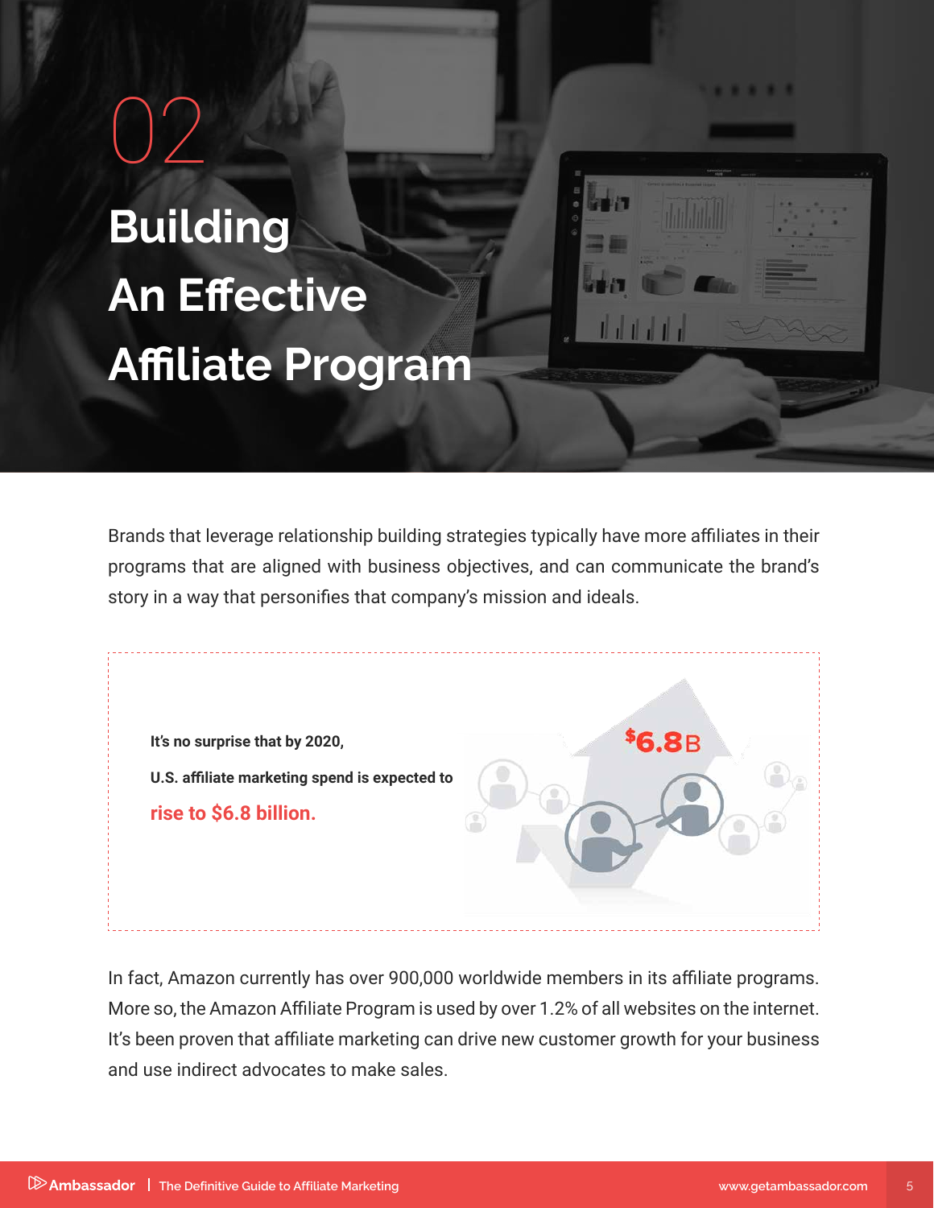# 02

# Building An Effective Affiliate Program

Brands that leverage relationship building strategies typically have more affiliates in their programs that are aligned with business objectives, and can communicate the brand's story in a way that personifies that company's mission and ideals.

**It's no surprise that by 2020,**

**U.S. affiliate marketing spend is expected to**

**rise to $6.8 billion.**

In fact, Amazon currently has over 900,000 worldwide members in its affiliate programs. More so, the Amazon Affiliate Program is used by over 1.2% of all websites on the internet. It's been proven that affiliate marketing can drive new customer growth for your business and use indirect advocates to make sales.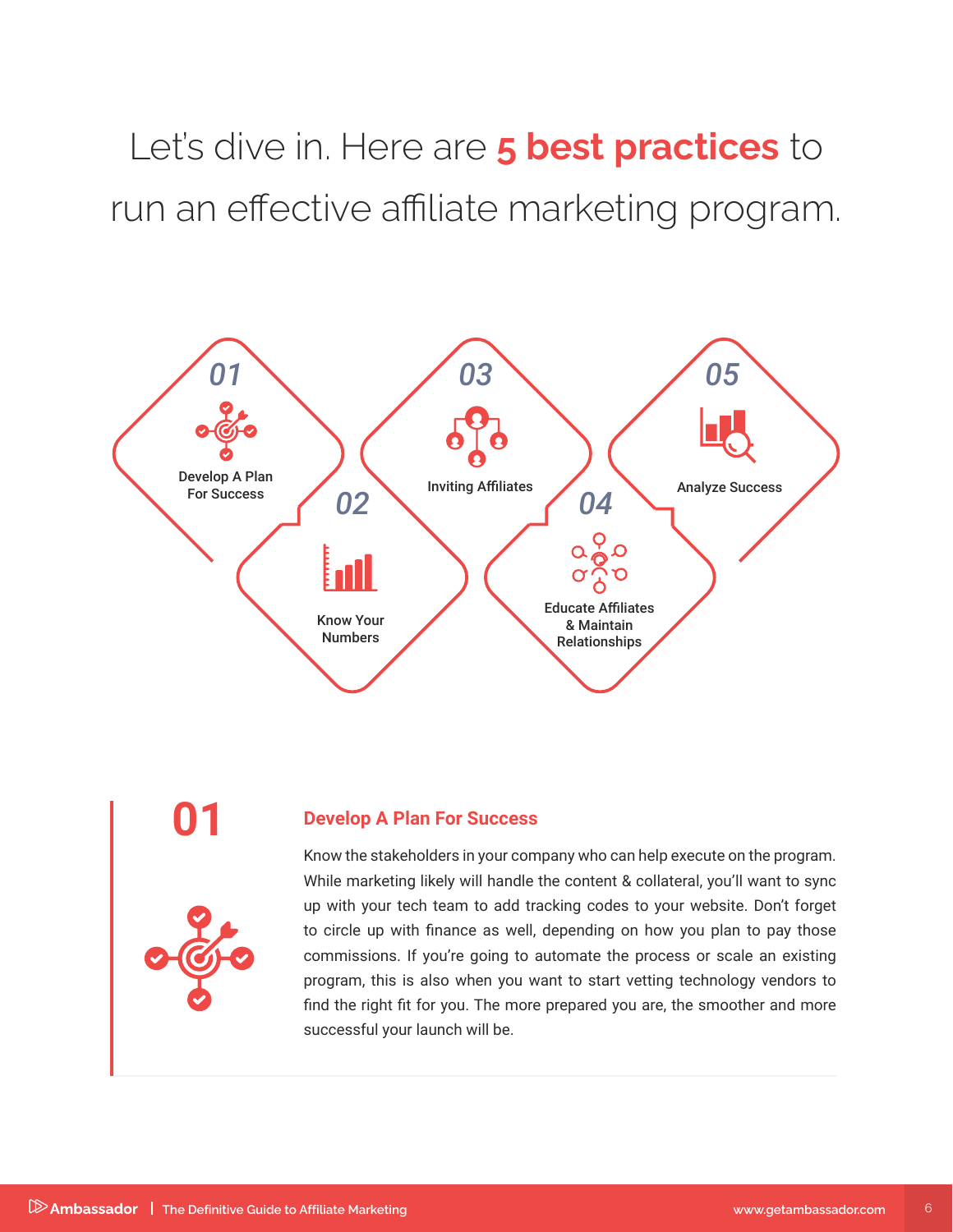# Let's dive in. Here are **5 best practices** to run an effective affiliate marketing program.

01 Develop A Plan For Success

02 Know Your Numbers

03 Inviting Affiliates

04 Educate Affiliates & Maintain Relationships

05 Analyze Success

## 01

### Develop A Plan For Success

Know the stakeholders in your company who can help execute on the program. While marketing likely will handle the content & collateral, you'll want to sync up with your tech team to add tracking codes to your website. Don't forget to circle up with finance as well, depending on how you plan to pay those commissions. If you're going to automate the process or scale an existing program, this is also when you want to start vetting technology vendors to find the right fit for you. The more prepared you are, the smoother and more successful your launch will be.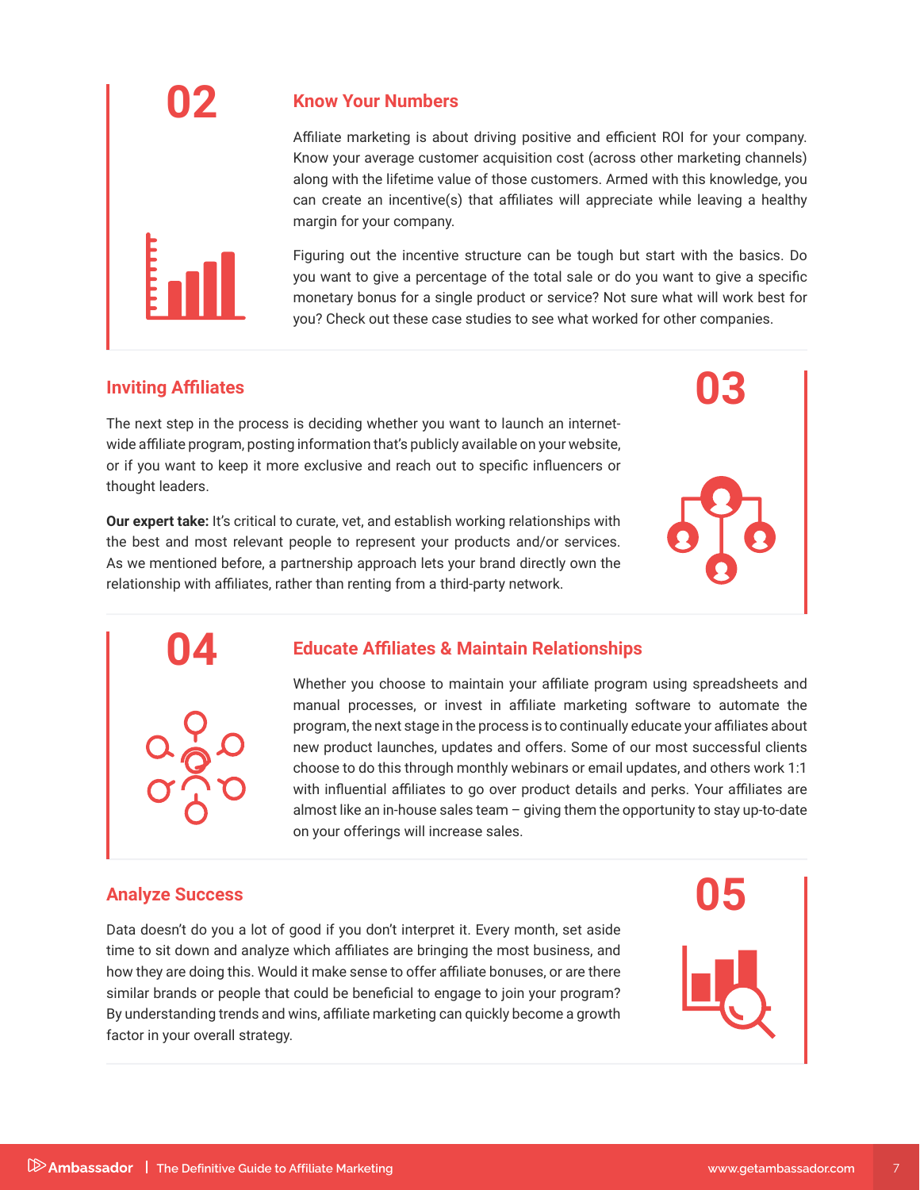## 02

### Know Your Numbers

Affiliate marketing is about driving positive and efficient ROI for your company. Know your average customer acquisition cost (across other marketing channels) along with the lifetime value of those customers. Armed with this knowledge, you can create an incentive(s) that affiliates will appreciate while leaving a healthy margin for your company.

Figuring out the incentive structure can be tough but start with the basics. Do you want to give a percentage of the total sale or do you want to give a specific monetary bonus for a single product or service? Not sure what will work best for you? Check out these case studies to see what worked for other companies.

## 03

### Inviting Affiliates

The next step in the process is deciding whether you want to launch an internet-wide affiliate program, posting information that's publicly available on your website, or if you want to keep it more exclusive and reach out to specific influencers or thought leaders.

**Our expert take:** It's critical to curate, vet, and establish working relationships with the best and most relevant people to represent your products and/or services. As we mentioned before, a partnership approach lets your brand directly own the relationship with affiliates, rather than renting from a third-party network.

## 04

### Educate Affiliates & Maintain Relationships

Whether you choose to maintain your affiliate program using spreadsheets and manual processes, or invest in affiliate marketing software to automate the program, the next stage in the process is to continually educate your affiliates about new product launches, updates and offers. Some of our most successful clients choose to do this through monthly webinars or email updates, and others work 1:1 with influential affiliates to go over product details and perks. Your affiliates are almost like an in-house sales team – giving them the opportunity to stay up-to-date on your offerings will increase sales.

## 05

### Analyze Success

Data doesn't do you a lot of good if you don't interpret it. Every month, set aside time to sit down and analyze which affiliates are bringing the most business, and how they are doing this. Would it make sense to offer affiliate bonuses, or are there similar brands or people that could be beneficial to engage to join your program? By understanding trends and wins, affiliate marketing can quickly become a growth factor in your overall strategy.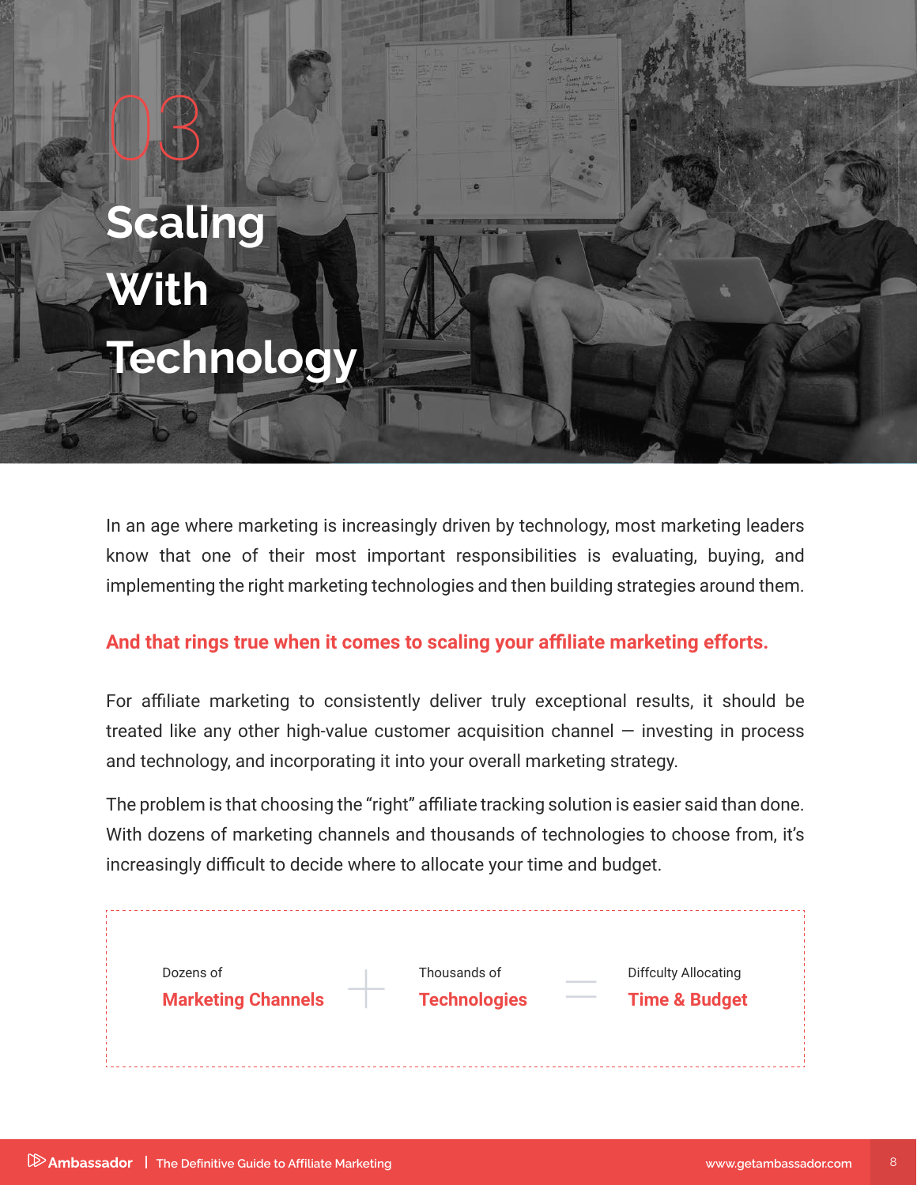# 03 Scaling With Technology

In an age where marketing is increasingly driven by technology, most marketing leaders know that one of their most important responsibilities is evaluating, buying, and implementing the right marketing technologies and then building strategies around them.

**And that rings true when it comes to scaling your affiliate marketing efforts.**

For affiliate marketing to consistently deliver truly exceptional results, it should be treated like any other high-value customer acquisition channel — investing in process and technology, and incorporating it into your overall marketing strategy.

The problem is that choosing the "right" affiliate tracking solution is easier said than done. With dozens of marketing channels and thousands of technologies to choose from, it's increasingly difficult to decide where to allocate your time and budget.

Dozens of **Marketing Channels** + Thousands of **Technologies** = Diffculty Allocating **Time & Budget**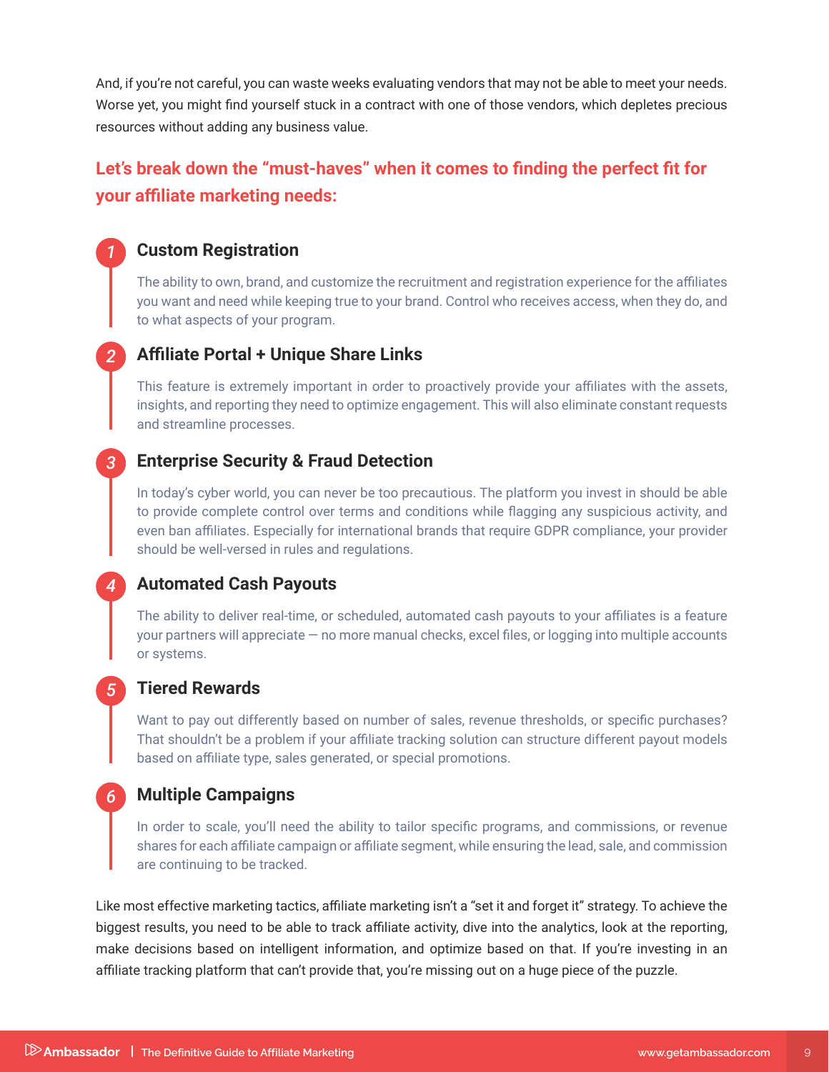And, if you're not careful, you can waste weeks evaluating vendors that may not be able to meet your needs. Worse yet, you might find yourself stuck in a contract with one of those vendors, which depletes precious resources without adding any business value.

## Let's break down the "must-haves" when it comes to finding the perfect fit for your affiliate marketing needs:

### 1 Custom Registration

The ability to own, brand, and customize the recruitment and registration experience for the affiliates you want and need while keeping true to your brand. Control who receives access, when they do, and to what aspects of your program.

### 2 Affiliate Portal + Unique Share Links

This feature is extremely important in order to proactively provide your affiliates with the assets, insights, and reporting they need to optimize engagement. This will also eliminate constant requests and streamline processes.

### 3 Enterprise Security & Fraud Detection

In today's cyber world, you can never be too precautious. The platform you invest in should be able to provide complete control over terms and conditions while flagging any suspicious activity, and even ban affiliates. Especially for international brands that require GDPR compliance, your provider should be well-versed in rules and regulations.

### 4 Automated Cash Payouts

The ability to deliver real-time, or scheduled, automated cash payouts to your affiliates is a feature your partners will appreciate — no more manual checks, excel files, or logging into multiple accounts or systems.

### 5 Tiered Rewards

Want to pay out differently based on number of sales, revenue thresholds, or specific purchases? That shouldn't be a problem if your affiliate tracking solution can structure different payout models based on affiliate type, sales generated, or special promotions.

### 6 Multiple Campaigns

In order to scale, you'll need the ability to tailor specific programs, and commissions, or revenue shares for each affiliate campaign or affiliate segment, while ensuring the lead, sale, and commission are continuing to be tracked.

Like most effective marketing tactics, affiliate marketing isn't a "set it and forget it" strategy. To achieve the biggest results, you need to be able to track affiliate activity, dive into the analytics, look at the reporting, make decisions based on intelligent information, and optimize based on that. If you're investing in an affiliate tracking platform that can't provide that, you're missing out on a huge piece of the puzzle.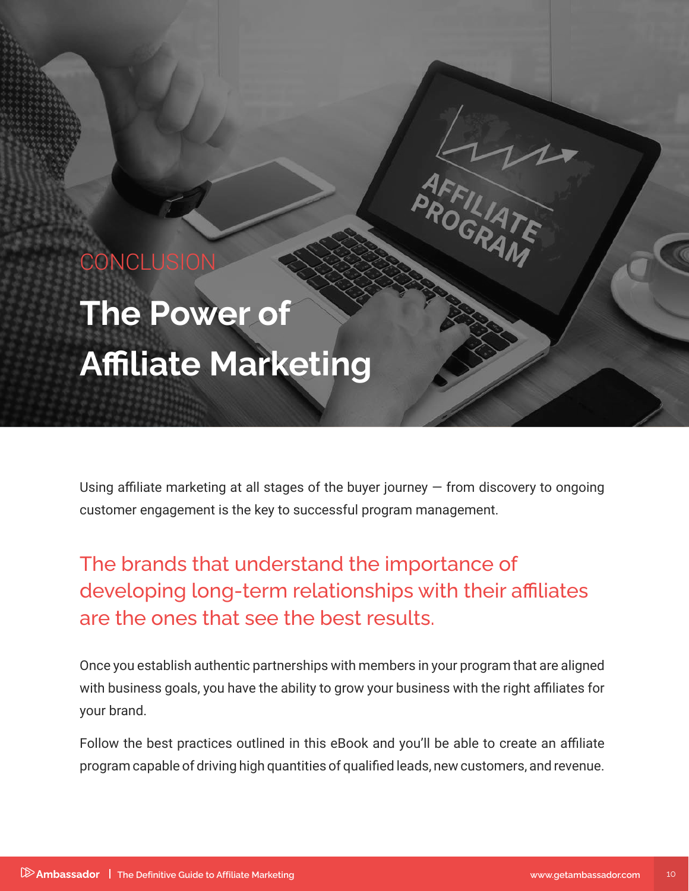CONCLUSION

# The Power of Affiliate Marketing

Using affiliate marketing at all stages of the buyer journey — from discovery to ongoing customer engagement is the key to successful program management.

## The brands that understand the importance of developing long-term relationships with their affiliates are the ones that see the best results.

Once you establish authentic partnerships with members in your program that are aligned with business goals, you have the ability to grow your business with the right affiliates for your brand.

Follow the best practices outlined in this eBook and you'll be able to create an affiliate program capable of driving high quantities of qualified leads, new customers, and revenue.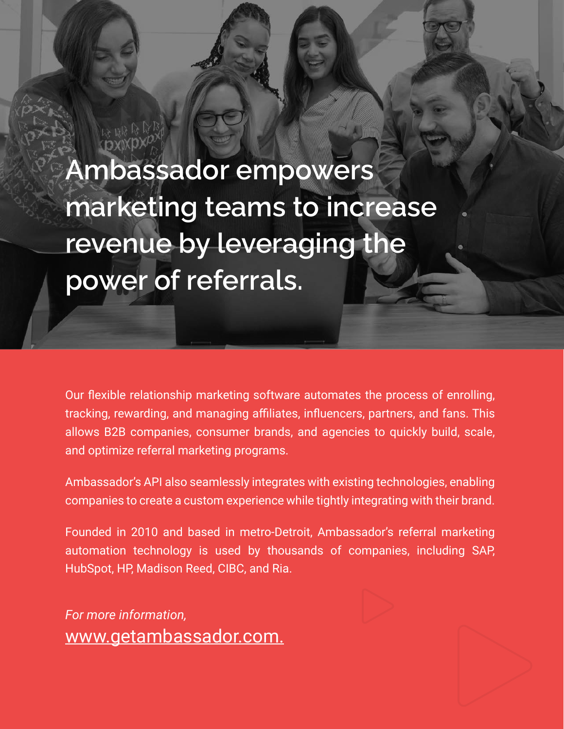# Ambassador empowers marketing teams to increase revenue by leveraging the power of referrals.

Our flexible relationship marketing software automates the process of enrolling, tracking, rewarding, and managing affiliates, influencers, partners, and fans. This allows B2B companies, consumer brands, and agencies to quickly build, scale, and optimize referral marketing programs.

Ambassador's API also seamlessly integrates with existing technologies, enabling companies to create a custom experience while tightly integrating with their brand.

Founded in 2010 and based in metro-Detroit, Ambassador's referral marketing automation technology is used by thousands of companies, including SAP, HubSpot, HP, Madison Reed, CIBC, and Ria.

*For more information,*

www.getambassador.com.